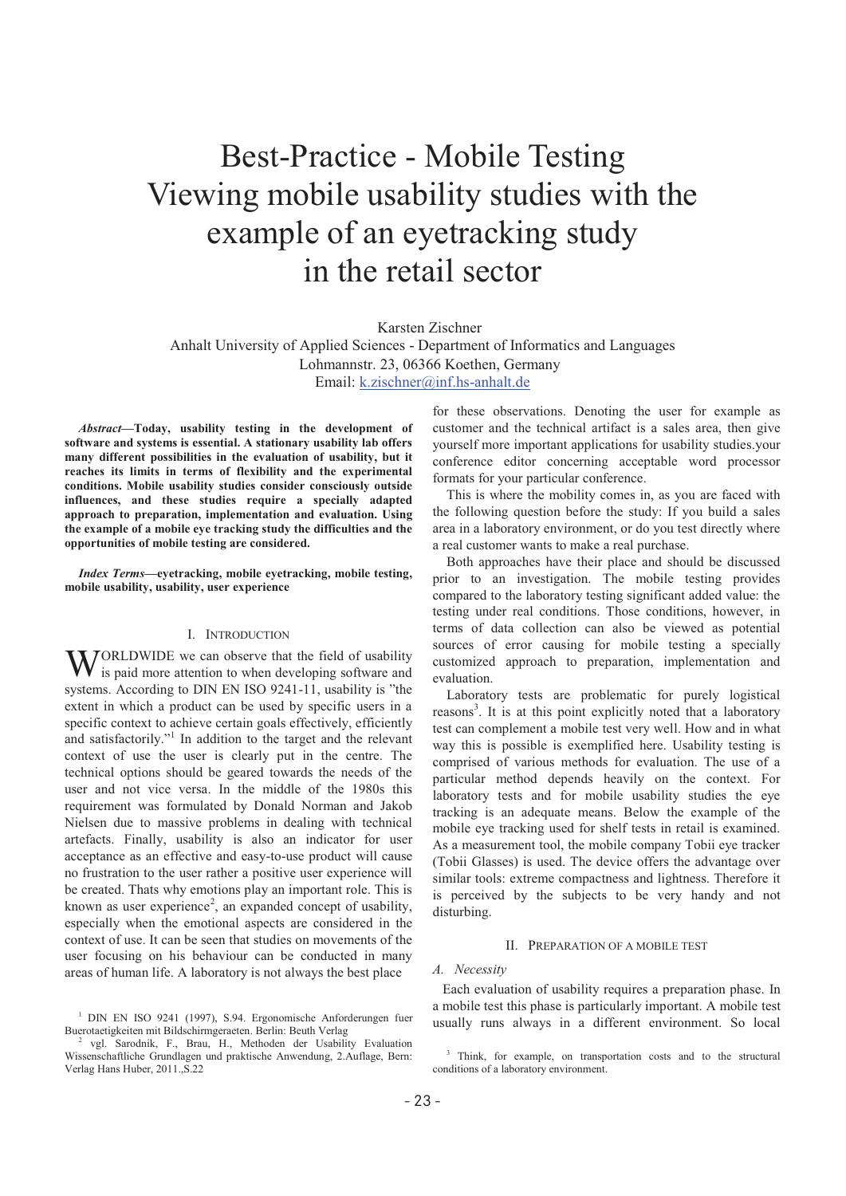# Best-Practice - Mobile Testing Viewing mobile usability studies with the example of an eyetracking study in the retail sector

Karsten Zischner
Anhalt University of Applied Sciences - Department of Informatics and Languages
Lohmannstr. 23, 06366 Koethen, Germany
Email: k.zischner@inf.hs-anhalt.de

***Abstract*—Today, usability testing in the development of software and systems is essential. A stationary usability lab offers many different possibilities in the evaluation of usability, but it reaches its limits in terms of flexibility and the experimental conditions. Mobile usability studies consider consciously outside influences, and these studies require a specially adapted approach to preparation, implementation and evaluation. Using the example of a mobile eye tracking study the difficulties and the opportunities of mobile testing are considered.**

***Index Terms*—eyetracking, mobile eyetracking, mobile testing, mobile usability, usability, user experience**

## I. Introduction

WORLDWIDE we can observe that the field of usability is paid more attention to when developing software and systems. According to DIN EN ISO 9241-11, usability is "the extent in which a product can be used by specific users in a specific context to achieve certain goals effectively, efficiently and satisfactorily."[1] In addition to the target and the relevant context of use the user is clearly put in the centre. The technical options should be geared towards the needs of the user and not vice versa. In the middle of the 1980s this requirement was formulated by Donald Norman and Jakob Nielsen due to massive problems in dealing with technical artefacts. Finally, usability is also an indicator for user acceptance as an effective and easy-to-use product will cause no frustration to the user rather a positive user experience will be created. Thats why emotions play an important role. This is known as user experience[2], an expanded concept of usability, especially when the emotional aspects are considered in the context of use. It can be seen that studies on movements of the user focusing on his behaviour can be conducted in many areas of human life. A laboratory is not always the best place for these observations. Denoting the user for example as customer and the technical artifact is a sales area, then give yourself more important applications for usability studies.your conference editor concerning acceptable word processor formats for your particular conference.

This is where the mobility comes in, as you are faced with the following question before the study: If you build a sales area in a laboratory environment, or do you test directly where a real customer wants to make a real purchase.

Both approaches have their place and should be discussed prior to an investigation. The mobile testing provides compared to the laboratory testing significant added value: the testing under real conditions. Those conditions, however, in terms of data collection can also be viewed as potential sources of error causing for mobile testing a specially customized approach to preparation, implementation and evaluation.

Laboratory tests are problematic for purely logistical reasons[3]. It is at this point explicitly noted that a laboratory test can complement a mobile test very well. How and in what way this is possible is exemplified here. Usability testing is comprised of various methods for evaluation. The use of a particular method depends heavily on the context. For laboratory tests and for mobile usability studies the eye tracking is an adequate means. Below the example of the mobile eye tracking used for shelf tests in retail is examined. As a measurement tool, the mobile company Tobii eye tracker (Tobii Glasses) is used. The device offers the advantage over similar tools: extreme compactness and lightness. Therefore it is perceived by the subjects to be very handy and not disturbing.

## II. Preparation of a Mobile Test

### A. Necessity

Each evaluation of usability requires a preparation phase. In a mobile test this phase is particularly important. A mobile test usually runs always in a different environment. So local

[1] DIN EN ISO 9241 (1997), S.94. Ergonomische Anforderungen fuer Buerotaetigkeiten mit Bildschirmgeraeten. Berlin: Beuth Verlag

[2] vgl. Sarodnik, F., Brau, H., Methoden der Usability Evaluation Wissenschaftliche Grundlagen und praktische Anwendung, 2.Auflage, Bern: Verlag Hans Huber, 2011.,S.22

[3] Think, for example, on transportation costs and to the structural conditions of a laboratory environment.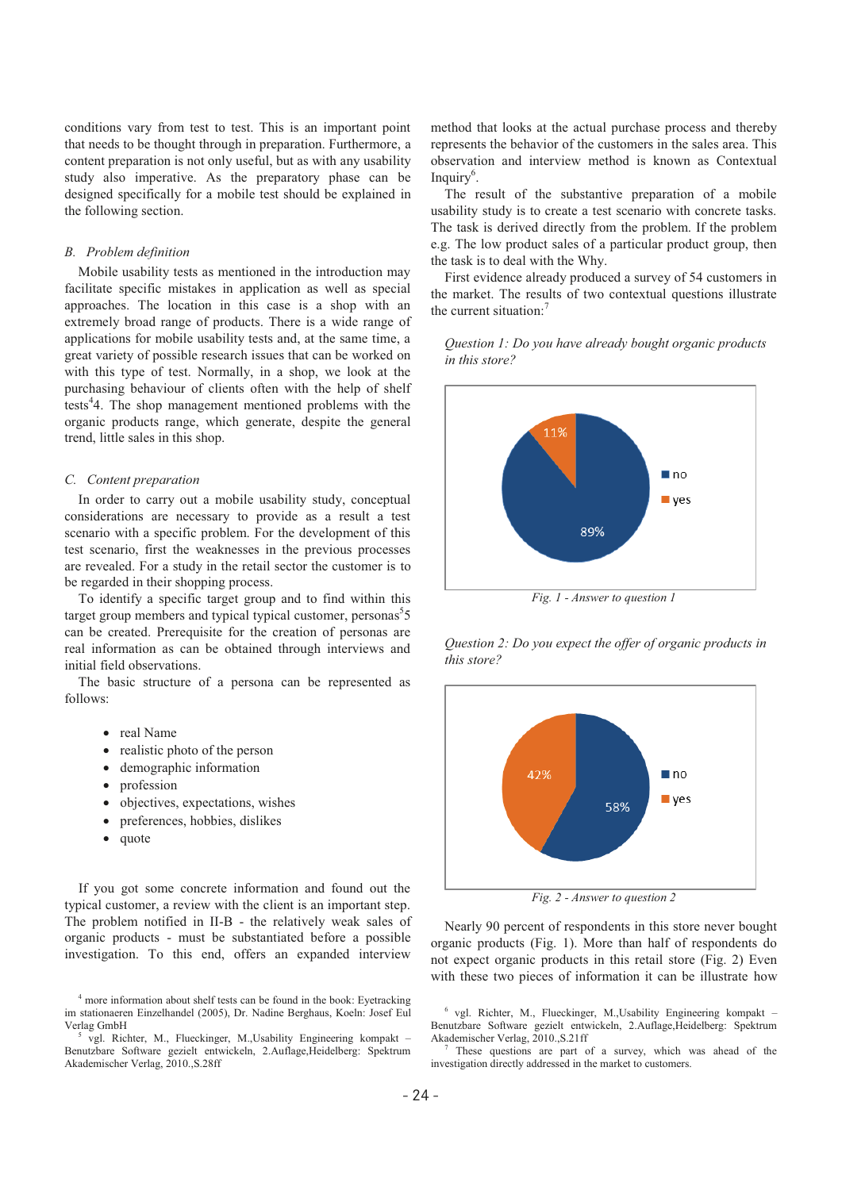conditions vary from test to test. This is an important point that needs to be thought through in preparation. Furthermore, a content preparation is not only useful, but as with any usability study also imperative. As the preparatory phase can be designed specifically for a mobile test should be explained in the following section.

### B. *Problem definition*

Mobile usability tests as mentioned in the introduction may facilitate specific mistakes in application as well as special approaches. The location in this case is a shop with an extremely broad range of products. There is a wide range of applications for mobile usability tests and, at the same time, a great variety of possible research issues that can be worked on with this type of test. Normally, in a shop, we look at the purchasing behaviour of clients often with the help of shelf tests[4]4. The shop management mentioned problems with the organic products range, which generate, despite the general trend, little sales in this shop.

### C. *Content preparation*

In order to carry out a mobile usability study, conceptual considerations are necessary to provide as a result a test scenario with a specific problem. For the development of this test scenario, first the weaknesses in the previous processes are revealed. For a study in the retail sector the customer is to be regarded in their shopping process.

To identify a specific target group and to find within this target group members and typical typical customer, personas[5]5 can be created. Prerequisite for the creation of personas are real information as can be obtained through interviews and initial field observations.

The basic structure of a persona can be represented as follows:

- real Name
- realistic photo of the person
- demographic information
- profession
- objectives, expectations, wishes
- preferences, hobbies, dislikes
- quote

If you got some concrete information and found out the typical customer, a review with the client is an important step. The problem notified in II-B - the relatively weak sales of organic products - must be substantiated before a possible investigation. To this end, offers an expanded interview method that looks at the actual purchase process and thereby represents the behavior of the customers in the sales area. This observation and interview method is known as Contextual Inquiry[6].

The result of the substantive preparation of a mobile usability study is to create a test scenario with concrete tasks. The task is derived directly from the problem. If the problem e.g. The low product sales of a particular product group, then the task is to deal with the Why.

First evidence already produced a survey of 54 customers in the market. The results of two contextual questions illustrate the current situation:[7]

*Question 1: Do you have already bought organic products in this store?*

*Fig. 1 - Answer to question 1*

*Question 2: Do you expect the offer of organic products in this store?*

*Fig. 2 - Answer to question 2*

Nearly 90 percent of respondents in this store never bought organic products (Fig. 1). More than half of respondents do not expect organic products in this retail store (Fig. 2) Even with these two pieces of information it can be illustrate how

---

[4] more information about shelf tests can be found in the book: Eyetracking im stationaeren Einzelhandel (2005), Dr. Nadine Berghaus, Koeln: Josef Eul Verlag GmbH

[5] vgl. Richter, M., Flueckinger, M.,Usability Engineering kompakt – Benutzbare Software gezielt entwickeln, 2.Auflage,Heidelberg: Spektrum Akademischer Verlag, 2010.,S.28ff

[6] vgl. Richter, M., Flueckinger, M.,Usability Engineering kompakt – Benutzbare Software gezielt entwickeln, 2.Auflage,Heidelberg: Spektrum Akademischer Verlag, 2010.,S.21ff

[7] These questions are part of a survey, which was ahead of the investigation directly addressed in the market to customers.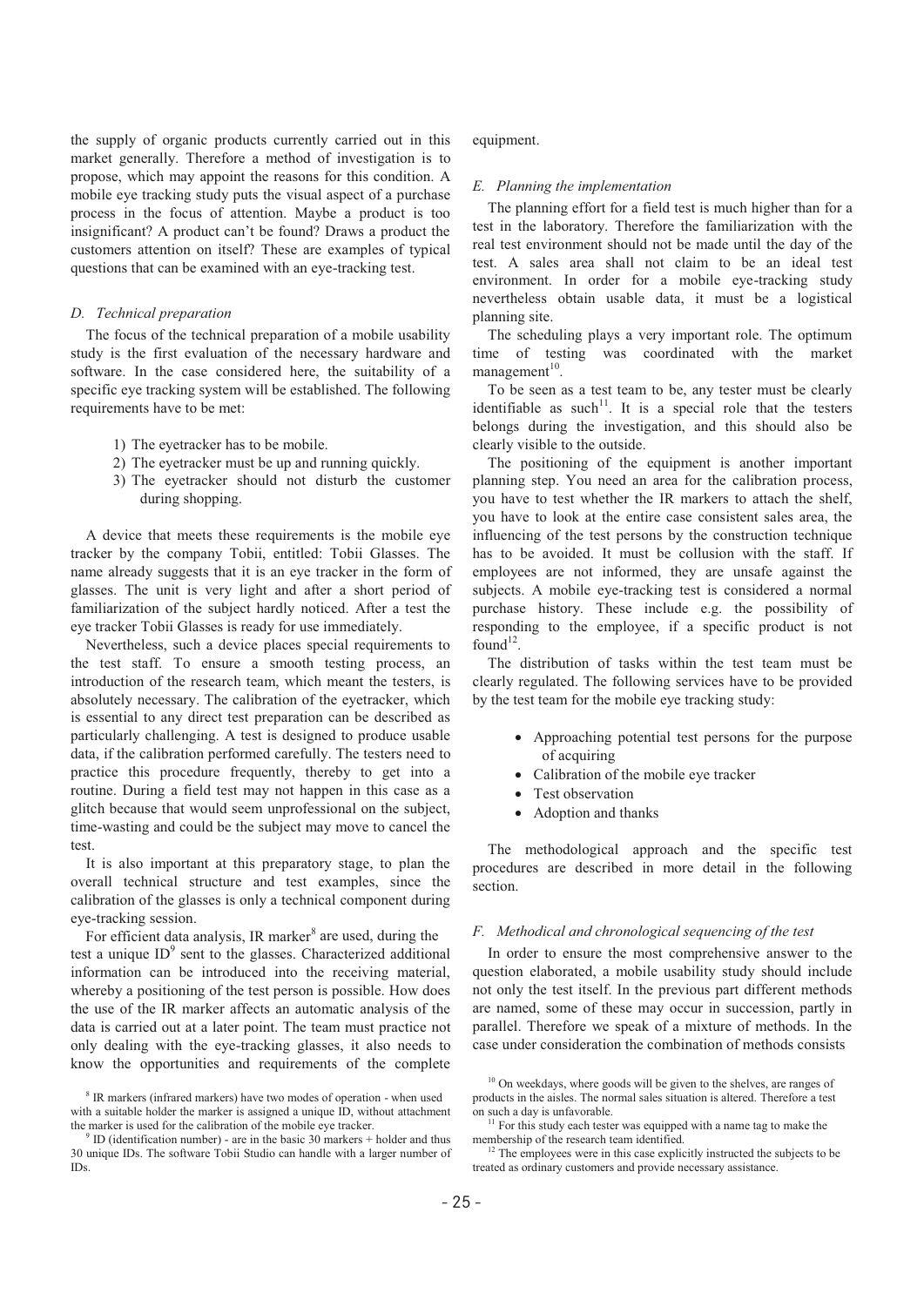the supply of organic products currently carried out in this market generally. Therefore a method of investigation is to propose, which may appoint the reasons for this condition. A mobile eye tracking study puts the visual aspect of a purchase process in the focus of attention. Maybe a product is too insignificant? A product can't be found? Draws a product the customers attention on itself? These are examples of typical questions that can be examined with an eye-tracking test.

### *D. Technical preparation*

The focus of the technical preparation of a mobile usability study is the first evaluation of the necessary hardware and software. In the case considered here, the suitability of a specific eye tracking system will be established. The following requirements have to be met:

1) The eyetracker has to be mobile.
2) The eyetracker must be up and running quickly.
3) The eyetracker should not disturb the customer during shopping.

A device that meets these requirements is the mobile eye tracker by the company Tobii, entitled: Tobii Glasses. The name already suggests that it is an eye tracker in the form of glasses. The unit is very light and after a short period of familiarization of the subject hardly noticed. After a test the eye tracker Tobii Glasses is ready for use immediately.

Nevertheless, such a device places special requirements to the test staff. To ensure a smooth testing process, an introduction of the research team, which meant the testers, is absolutely necessary. The calibration of the eyetracker, which is essential to any direct test preparation can be described as particularly challenging. A test is designed to produce usable data, if the calibration performed carefully. The testers need to practice this procedure frequently, thereby to get into a routine. During a field test may not happen in this case as a glitch because that would seem unprofessional on the subject, time-wasting and could be the subject may move to cancel the test.

It is also important at this preparatory stage, to plan the overall technical structure and test examples, since the calibration of the glasses is only a technical component during eye-tracking session.

For efficient data analysis, IR marker[8] are used, during the test a unique ID[9] sent to the glasses. Characterized additional information can be introduced into the receiving material, whereby a positioning of the test person is possible. How does the use of the IR marker affects an automatic analysis of the data is carried out at a later point. The team must practice not only dealing with the eye-tracking glasses, it also needs to know the opportunities and requirements of the complete equipment.

### *E. Planning the implementation*

The planning effort for a field test is much higher than for a test in the laboratory. Therefore the familiarization with the real test environment should not be made until the day of the test. A sales area shall not claim to be an ideal test environment. In order for a mobile eye-tracking study nevertheless obtain usable data, it must be a logistical planning site.

The scheduling plays a very important role. The optimum time of testing was coordinated with the market management[10].

To be seen as a test team to be, any tester must be clearly identifiable as such[11]. It is a special role that the testers belongs during the investigation, and this should also be clearly visible to the outside.

The positioning of the equipment is another important planning step. You need an area for the calibration process, you have to test whether the IR markers to attach the shelf, you have to look at the entire case consistent sales area, the influencing of the test persons by the construction technique has to be avoided. It must be collusion with the staff. If employees are not informed, they are unsafe against the subjects. A mobile eye-tracking test is considered a normal purchase history. These include e.g. the possibility of responding to the employee, if a specific product is not found[12].

The distribution of tasks within the test team must be clearly regulated. The following services have to be provided by the test team for the mobile eye tracking study:

- Approaching potential test persons for the purpose of acquiring
- Calibration of the mobile eye tracker
- Test observation
- Adoption and thanks

The methodological approach and the specific test procedures are described in more detail in the following section.

### *F. Methodical and chronological sequencing of the test*

In order to ensure the most comprehensive answer to the question elaborated, a mobile usability study should include not only the test itself. In the previous part different methods are named, some of these may occur in succession, partly in parallel. Therefore we speak of a mixture of methods. In the case under consideration the combination of methods consists

[8] IR markers (infrared markers) have two modes of operation - when used with a suitable holder the marker is assigned a unique ID, without attachment the marker is used for the calibration of the mobile eye tracker.

[9] ID (identification number) - are in the basic 30 markers + holder and thus 30 unique IDs. The software Tobii Studio can handle with a larger number of IDs.

[10] On weekdays, where goods will be given to the shelves, are ranges of products in the aisles. The normal sales situation is altered. Therefore a test on such a day is unfavorable.

[11] For this study each tester was equipped with a name tag to make the membership of the research team identified.

[12] The employees were in this case explicitly instructed the subjects to be treated as ordinary customers and provide necessary assistance.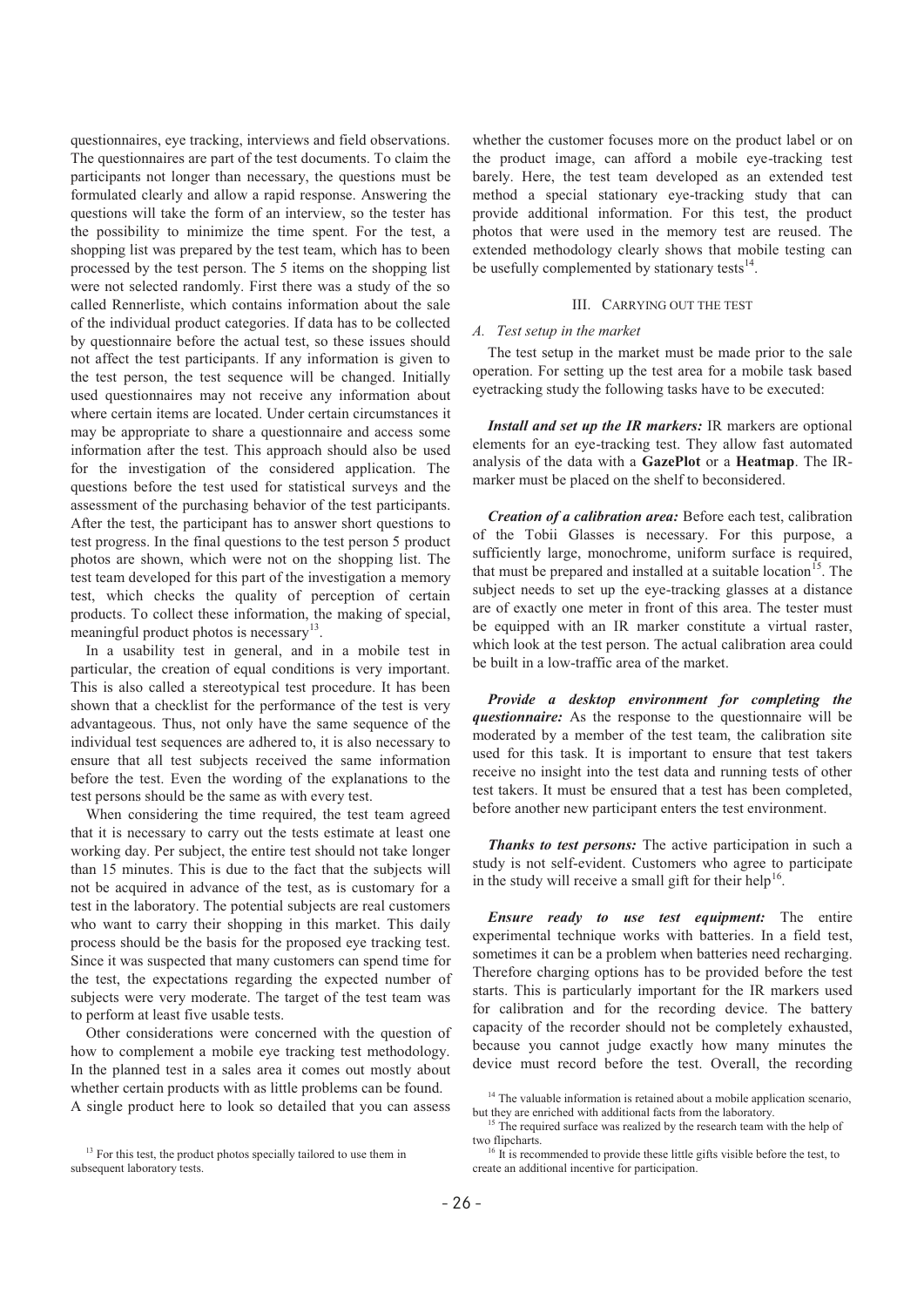questionnaires, eye tracking, interviews and field observations. The questionnaires are part of the test documents. To claim the participants not longer than necessary, the questions must be formulated clearly and allow a rapid response. Answering the questions will take the form of an interview, so the tester has the possibility to minimize the time spent. For the test, a shopping list was prepared by the test team, which has to been processed by the test person. The 5 items on the shopping list were not selected randomly. First there was a study of the so called Rennerliste, which contains information about the sale of the individual product categories. If data has to be collected by questionnaire before the actual test, so these issues should not affect the test participants. If any information is given to the test person, the test sequence will be changed. Initially used questionnaires may not receive any information about where certain items are located. Under certain circumstances it may be appropriate to share a questionnaire and access some information after the test. This approach should also be used for the investigation of the considered application. The questions before the test used for statistical surveys and the assessment of the purchasing behavior of the test participants. After the test, the participant has to answer short questions to test progress. In the final questions to the test person 5 product photos are shown, which were not on the shopping list. The test team developed for this part of the investigation a memory test, which checks the quality of perception of certain products. To collect these information, the making of special, meaningful product photos is necessary[13].

In a usability test in general, and in a mobile test in particular, the creation of equal conditions is very important. This is also called a stereotypical test procedure. It has been shown that a checklist for the performance of the test is very advantageous. Thus, not only have the same sequence of the individual test sequences are adhered to, it is also necessary to ensure that all test subjects received the same information before the test. Even the wording of the explanations to the test persons should be the same as with every test.

When considering the time required, the test team agreed that it is necessary to carry out the tests estimate at least one working day. Per subject, the entire test should not take longer than 15 minutes. This is due to the fact that the subjects will not be acquired in advance of the test, as is customary for a test in the laboratory. The potential subjects are real customers who want to carry their shopping in this market. This daily process should be the basis for the proposed eye tracking test. Since it was suspected that many customers can spend time for the test, the expectations regarding the expected number of subjects were very moderate. The target of the test team was to perform at least five usable tests.

Other considerations were concerned with the question of how to complement a mobile eye tracking test methodology. In the planned test in a sales area it comes out mostly about whether certain products with as little problems can be found. A single product here to look so detailed that you can assess whether the customer focuses more on the product label or on the product image, can afford a mobile eye-tracking test barely. Here, the test team developed as an extended test method a special stationary eye-tracking study that can provide additional information. For this test, the product photos that were used in the memory test are reused. The extended methodology clearly shows that mobile testing can be usefully complemented by stationary tests[14].

## III. Carrying out the test

### A. Test setup in the market

The test setup in the market must be made prior to the sale operation. For setting up the test area for a mobile task based eyetracking study the following tasks have to be executed:

***Install and set up the IR markers:*** IR markers are optional elements for an eye-tracking test. They allow fast automated analysis of the data with a **GazePlot** or a **Heatmap**. The IR-marker must be placed on the shelf to beconsidered.

***Creation of a calibration area:*** Before each test, calibration of the Tobii Glasses is necessary. For this purpose, a sufficiently large, monochrome, uniform surface is required, that must be prepared and installed at a suitable location[15]. The subject needs to set up the eye-tracking glasses at a distance are of exactly one meter in front of this area. The tester must be equipped with an IR marker constitute a virtual raster, which look at the test person. The actual calibration area could be built in a low-traffic area of the market.

***Provide a desktop environment for completing the questionnaire:*** As the response to the questionnaire will be moderated by a member of the test team, the calibration site used for this task. It is important to ensure that test takers receive no insight into the test data and running tests of other test takers. It must be ensured that a test has been completed, before another new participant enters the test environment.

***Thanks to test persons:*** The active participation in such a study is not self-evident. Customers who agree to participate in the study will receive a small gift for their help[16].

***Ensure ready to use test equipment:*** The entire experimental technique works with batteries. In a field test, sometimes it can be a problem when batteries need recharging. Therefore charging options has to be provided before the test starts. This is particularly important for the IR markers used for calibration and for the recording device. The battery capacity of the recorder should not be completely exhausted, because you cannot judge exactly how many minutes the device must record before the test. Overall, the recording

[13] For this test, the product photos specially tailored to use them in subsequent laboratory tests.

[14] The valuable information is retained about a mobile application scenario, but they are enriched with additional facts from the laboratory.

[15] The required surface was realized by the research team with the help of two flipcharts.

[16] It is recommended to provide these little gifts visible before the test, to create an additional incentive for participation.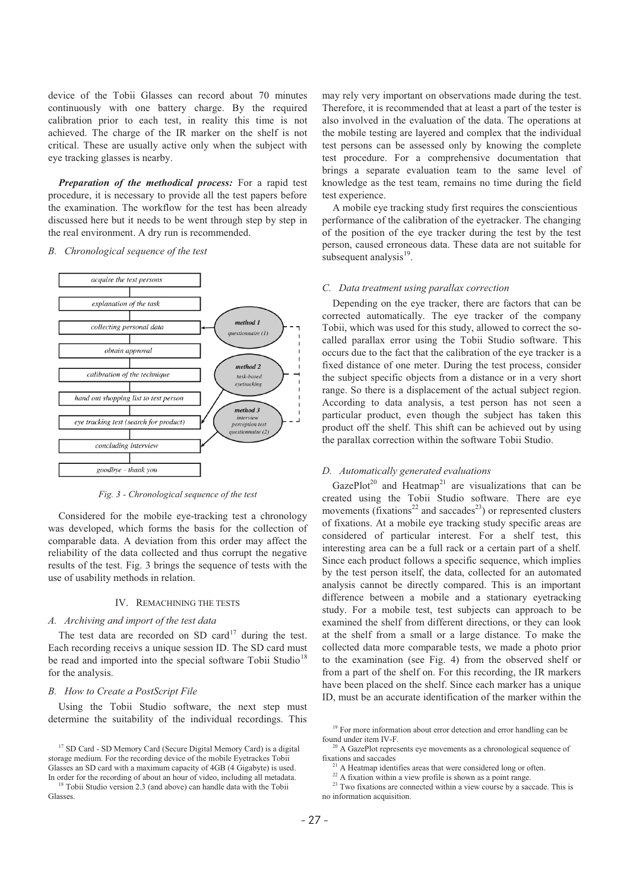device of the Tobii Glasses can record about 70 minutes continuously with one battery charge. By the required calibration prior to each test, in reality this time is not achieved. The charge of the IR marker on the shelf is not critical. These are usually active only when the subject with eye tracking glasses is nearby.

***Preparation of the methodical process:*** For a rapid test procedure, it is necessary to provide all the test papers before the examination. The workflow for the test has been already discussed here but it needs to be went through step by step in the real environment. A dry run is recommended.

### B. *Chronological sequence of the test*

- *acquire the test persons*
- *explanation of the task*
- *collecting personal data* ← *method 1: questionnaire (1)*
- *obtain approval*
- *calibration of the technique* ← *method 2: task-based eyetracking*
- *hand out shopping list to test person*
- *eye tracking test (search for product)* ← *method 3: interview perception test questionnaire (2)*
- *concluding interview*
- *goodbye - thank you*

*Fig. 3 - Chronological sequence of the test*

Considered for the mobile eye-tracking test a chronology was developed, which forms the basis for the collection of comparable data. A deviation from this order may affect the reliability of the data collected and thus corrupt the negative results of the test. Fig. 3 brings the sequence of tests with the use of usability methods in relation.

## IV. REMACHINING THE TESTS

### A. *Archiving and import of the test data*

The test data are recorded on SD card[17] during the test. Each recording receivs a unique session ID. The SD card must be read and imported into the special software Tobii Studio[18] for the analysis.

### B. *How to Create a PostScript File*

Using the Tobii Studio software, the next step must determine the suitability of the individual recordings. This may rely very important on observations made during the test. Therefore, it is recommended that at least a part of the tester is also involved in the evaluation of the data. The operations at the mobile testing are layered and complex that the individual test persons can be assessed only by knowing the complete test procedure. For a comprehensive documentation that brings a separate evaluation team to the same level of knowledge as the test team, remains no time during the field test experience.

A mobile eye tracking study first requires the conscientious performance of the calibration of the eyetracker. The changing of the position of the eye tracker during the test by the test person, caused erroneous data. These data are not suitable for subsequent analysis[19].

### C. *Data treatment using parallax correction*

Depending on the eye tracker, there are factors that can be corrected automatically. The eye tracker of the company Tobii, which was used for this study, allowed to correct the so-called parallax error using the Tobii Studio software. This occurs due to the fact that the calibration of the eye tracker is a fixed distance of one meter. During the test process, consider the subject specific objects from a distance or in a very short range. So there is a displacement of the actual subject region. According to data analysis, a test person has not seen a particular product, even though the subject has taken this product off the shelf. This shift can be achieved out by using the parallax correction within the software Tobii Studio.

### D. *Automatically generated evaluations*

GazePlot[20] and Heatmap[21] are visualizations that can be created using the Tobii Studio software. There are eye movements (fixations[22] and saccades[23]) or represented clusters of fixations. At a mobile eye tracking study specific areas are considered of particular interest. For a shelf test, this interesting area can be a full rack or a certain part of a shelf. Since each product follows a specific sequence, which implies by the test person itself, the data, collected for an automated analysis cannot be directly compared. This is an important difference between a mobile and a stationary eyetracking study. For a mobile test, test subjects can approach to be examined the shelf from different directions, or they can look at the shelf from a small or a large distance. To make the collected data more comparable tests, we made a photo prior to the examination (see Fig. 4) from the observed shelf or from a part of the shelf on. For this recording, the IR markers have been placed on the shelf. Since each marker has a unique ID, must be an accurate identification of the marker within the

---

[17] SD Card - SD Memory Card (Secure Digital Memory Card) is a digital storage medium. For the recording device of the mobile Eyetrackes Tobii Glasses an SD card with a maximum capacity of 4GB (4 Gigabyte) is used. In order for the recording of about an hour of video, including all metadata.

[18] Tobii Studio version 2.3 (and above) can handle data with the Tobii Glasses.

[19] For more information about error detection and error handling can be found under item IV-F.

[20] A GazePlot represents eye movements as a chronological sequence of fixations and saccades

[21] A Heatmap identifies areas that were considered long or often.

[22] A fixation within a view profile is shown as a point range.

[23] Two fixations are connected within a view course by a saccade. This is no information acquisition.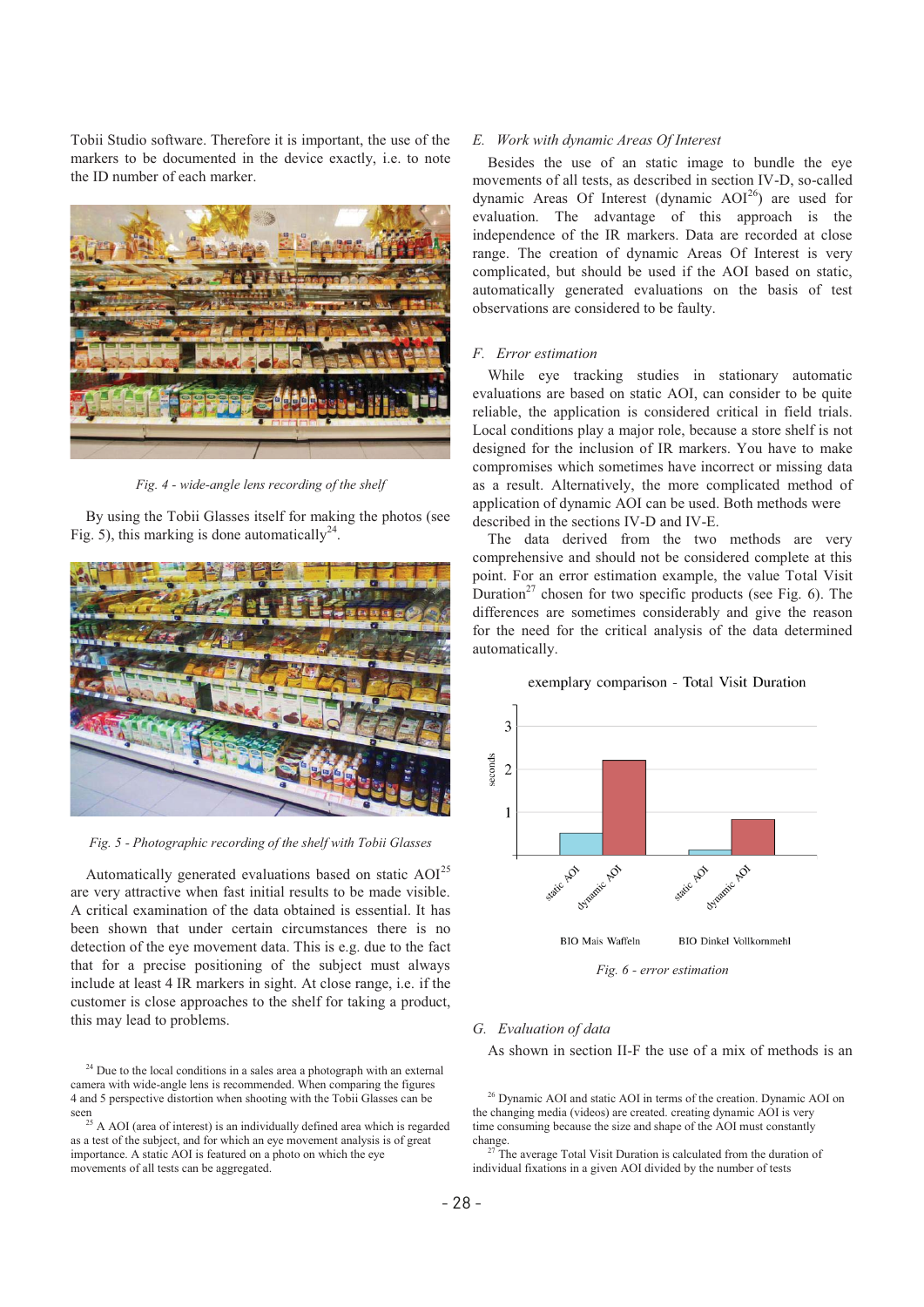Tobii Studio software. Therefore it is important, the use of the markers to be documented in the device exactly, i.e. to note the ID number of each marker.

*Fig. 4 - wide-angle lens recording of the shelf*

By using the Tobii Glasses itself for making the photos (see Fig. 5), this marking is done automatically[24].

*Fig. 5 - Photographic recording of the shelf with Tobii Glasses*

Automatically generated evaluations based on static AOI[25] are very attractive when fast initial results to be made visible. A critical examination of the data obtained is essential. It has been shown that under certain circumstances there is no detection of the eye movement data. This is e.g. due to the fact that for a precise positioning of the subject must always include at least 4 IR markers in sight. At close range, i.e. if the customer is close approaches to the shelf for taking a product, this may lead to problems.

### E. Work with dynamic Areas Of Interest

Besides the use of an static image to bundle the eye movements of all tests, as described in section IV-D, so-called dynamic Areas Of Interest (dynamic AOI[26]) are used for evaluation. The advantage of this approach is the independence of the IR markers. Data are recorded at close range. The creation of dynamic Areas Of Interest is very complicated, but should be used if the AOI based on static, automatically generated evaluations on the basis of test observations are considered to be faulty.

### F. Error estimation

While eye tracking studies in stationary automatic evaluations are based on static AOI, can consider to be quite reliable, the application is considered critical in field trials. Local conditions play a major role, because a store shelf is not designed for the inclusion of IR markers. You have to make compromises which sometimes have incorrect or missing data as a result. Alternatively, the more complicated method of application of dynamic AOI can be used. Both methods were described in the sections IV-D and IV-E.

The data derived from the two methods are very comprehensive and should not be considered complete at this point. For an error estimation example, the value Total Visit Duration[27] chosen for two specific products (see Fig. 6). The differences are sometimes considerably and give the reason for the need for the critical analysis of the data determined automatically.

exemplary comparison - Total Visit Duration

seconds

static AOI, dynamic AOI — BIO Mais Waffeln; static AOI, dynamic AOI — BIO Dinkel Vollkornmehl

*Fig. 6 - error estimation*

### G. Evaluation of data

As shown in section II-F the use of a mix of methods is an

---

[24] Due to the local conditions in a sales area a photograph with an external camera with wide-angle lens is recommended. When comparing the figures 4 and 5 perspective distortion when shooting with the Tobii Glasses can be seen

[25] A AOI (area of interest) is an individually defined area which is regarded as a test of the subject, and for which an eye movement analysis is of great importance. A static AOI is featured on a photo on which the eye movements of all tests can be aggregated.

[26] Dynamic AOI and static AOI in terms of the creation. Dynamic AOI on the changing media (videos) are created. creating dynamic AOI is very time consuming because the size and shape of the AOI must constantly change.

[27] The average Total Visit Duration is calculated from the duration of individual fixations in a given AOI divided by the number of tests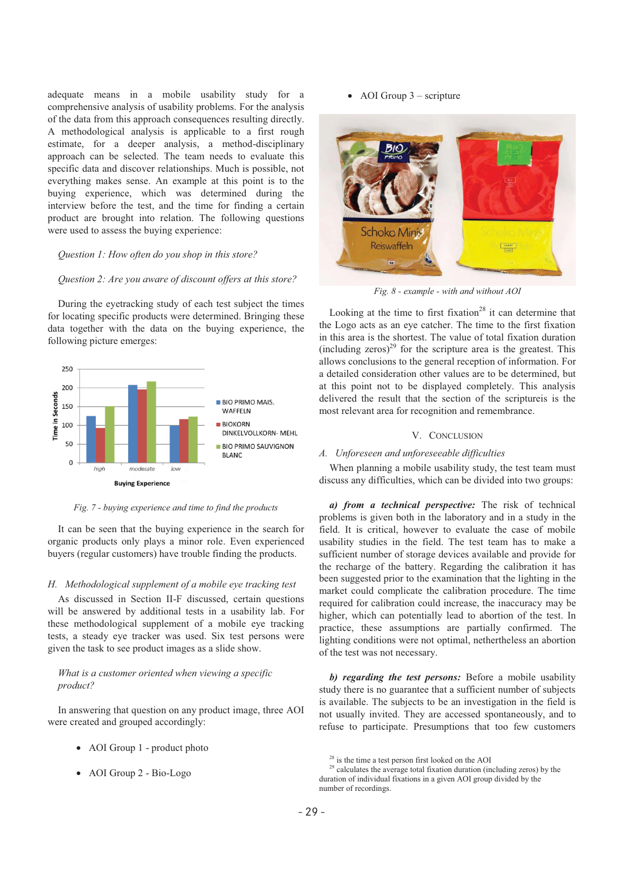adequate means in a mobile usability study for a comprehensive analysis of usability problems. For the analysis of the data from this approach consequences resulting directly. A methodological analysis is applicable to a first rough estimate, for a deeper analysis, a method-disciplinary approach can be selected. The team needs to evaluate this specific data and discover relationships. Much is possible, not everything makes sense. An example at this point is to the buying experience, which was determined during the interview before the test, and the time for finding a certain product are brought into relation. The following questions were used to assess the buying experience:

*Question 1: How often do you shop in this store?*

*Question 2: Are you aware of discount offers at this store?*

During the eyetracking study of each test subject the times for locating specific products were determined. Bringing these data together with the data on the buying experience, the following picture emerges:

*Fig. 7 - buying experience and time to find the products*

It can be seen that the buying experience in the search for organic products only plays a minor role. Even experienced buyers (regular customers) have trouble finding the products.

### H. Methodological supplement of a mobile eye tracking test

As discussed in Section II-F discussed, certain questions will be answered by additional tests in a usability lab. For these methodological supplement of a mobile eye tracking tests, a steady eye tracker was used. Six test persons were given the task to see product images as a slide show.

*What is a customer oriented when viewing a specific product?*

In answering that question on any product image, three AOI were created and grouped accordingly:

- AOI Group 1 - product photo
- AOI Group 2 - Bio-Logo
- AOI Group 3 – scripture

*Fig. 8 - example - with and without AOI*

Looking at the time to first fixation[28] it can determine that the Logo acts as an eye catcher. The time to the first fixation in this area is the shortest. The value of total fixation duration (including zeros)[29] for the scripture area is the greatest. This allows conclusions to the general reception of information. For a detailed consideration other values are to be determined, but at this point not to be displayed completely. This analysis delivered the result that the section of the scriptureis is the most relevant area for recognition and remembrance.

## V. Conclusion

### A. Unforeseen and unforeseeable difficulties

When planning a mobile usability study, the test team must discuss any difficulties, which can be divided into two groups:

***a) from a technical perspective:*** The risk of technical problems is given both in the laboratory and in a study in the field. It is critical, however to evaluate the case of mobile usability studies in the field. The test team has to make a sufficient number of storage devices available and provide for the recharge of the battery. Regarding the calibration it has been suggested prior to the examination that the lighting in the market could complicate the calibration procedure. The time required for calibration could increase, the inaccuracy may be higher, which can potentially lead to abortion of the test. In practice, these assumptions are partially confirmed. The lighting conditions were not optimal, nethertheless an abortion of the test was not necessary.

***b) regarding the test persons:*** Before a mobile usability study there is no guarantee that a sufficient number of subjects is available. The subjects to be an investigation in the field is not usually invited. They are accessed spontaneously, and to refuse to participate. Presumptions that too few customers

[28] is the time a test person first looked on the AOI

[29] calculates the average total fixation duration (including zeros) by the duration of individual fixations in a given AOI group divided by the number of recordings.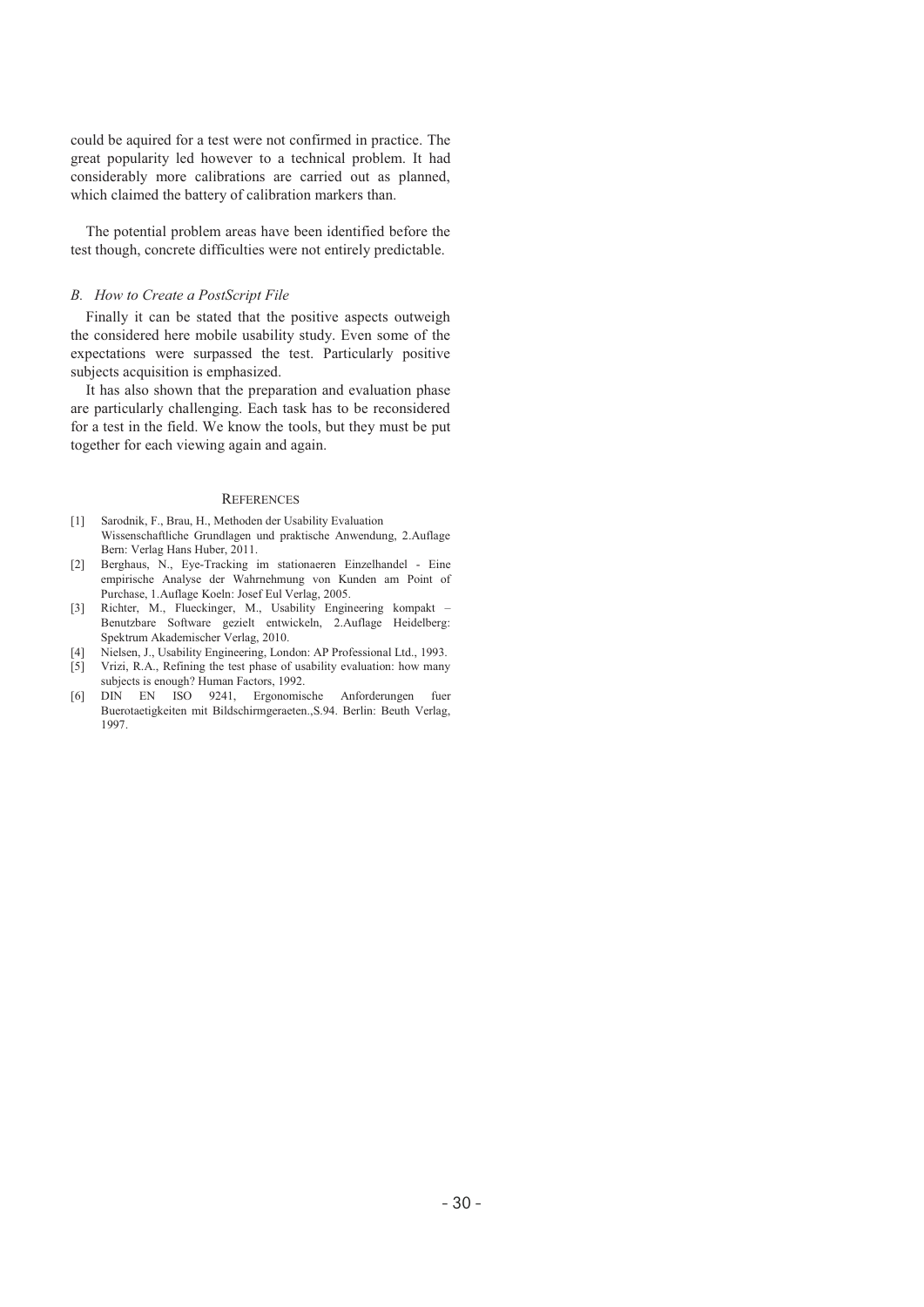could be aquired for a test were not confirmed in practice. The great popularity led however to a technical problem. It had considerably more calibrations are carried out as planned, which claimed the battery of calibration markers than.

The potential problem areas have been identified before the test though, concrete difficulties were not entirely predictable.

### *B. How to Create a PostScript File*

Finally it can be stated that the positive aspects outweigh the considered here mobile usability study. Even some of the expectations were surpassed the test. Particularly positive subjects acquisition is emphasized.

It has also shown that the preparation and evaluation phase are particularly challenging. Each task has to be reconsidered for a test in the field. We know the tools, but they must be put together for each viewing again and again.

## References

[1] Sarodnik, F., Brau, H., Methoden der Usability Evaluation Wissenschaftliche Grundlagen und praktische Anwendung, 2.Auflage Bern: Verlag Hans Huber, 2011.

[2] Berghaus, N., Eye-Tracking im stationaeren Einzelhandel - Eine empirische Analyse der Wahrnehmung von Kunden am Point of Purchase, 1.Auflage Koeln: Josef Eul Verlag, 2005.

[3] Richter, M., Flueckinger, M., Usability Engineering kompakt – Benutzbare Software gezielt entwickeln, 2.Auflage Heidelberg: Spektrum Akademischer Verlag, 2010.

[4] Nielsen, J., Usability Engineering, London: AP Professional Ltd., 1993.

[5] Vrizi, R.A., Refining the test phase of usability evaluation: how many subjects is enough? Human Factors, 1992.

[6] DIN EN ISO 9241, Ergonomische Anforderungen fuer Buerotaetigkeiten mit Bildschirmgeraeten.,S.94. Berlin: Beuth Verlag, 1997.